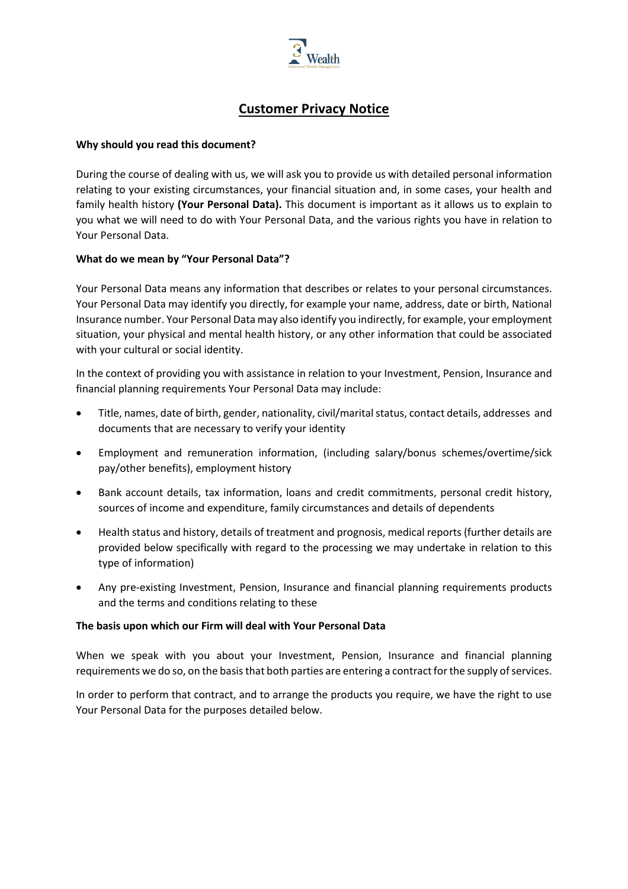# Customer Privacy Notice

**Why should you read this document?**

During the course of dealing with us, we will ask you to provide us with detailed personal information relating to your existing circumstances, your financial situation and, in some cases, your health and family health history **(Your Personal Data).** This document is important as it allows us to explain to you what we will need to do with Your Personal Data, and the various rights you have in relation to Your Personal Data.

**What do we mean by "Your Personal Data"?**

Your Personal Data means any information that describes or relates to your personal circumstances. Your Personal Data may identify you directly, for example your name, address, date or birth, National Insurance number. Your Personal Data may also identify you indirectly, for example, your employment situation, your physical and mental health history, or any other information that could be associated with your cultural or social identity.

In the context of providing you with assistance in relation to your Investment, Pension, Insurance and financial planning requirements Your Personal Data may include:

- Title, names, date of birth, gender, nationality, civil/marital status, contact details, addresses and documents that are necessary to verify your identity
- Employment and remuneration information, (including salary/bonus schemes/overtime/sick pay/other benefits), employment history
- Bank account details, tax information, loans and credit commitments, personal credit history, sources of income and expenditure, family circumstances and details of dependents
- Health status and history, details of treatment and prognosis, medical reports (further details are provided below specifically with regard to the processing we may undertake in relation to this type of information)
- Any pre-existing Investment, Pension, Insurance and financial planning requirements products and the terms and conditions relating to these

**The basis upon which our Firm will deal with Your Personal Data**

When we speak with you about your Investment, Pension, Insurance and financial planning requirements we do so, on the basis that both parties are entering a contract for the supply of services.

In order to perform that contract, and to arrange the products you require, we have the right to use Your Personal Data for the purposes detailed below.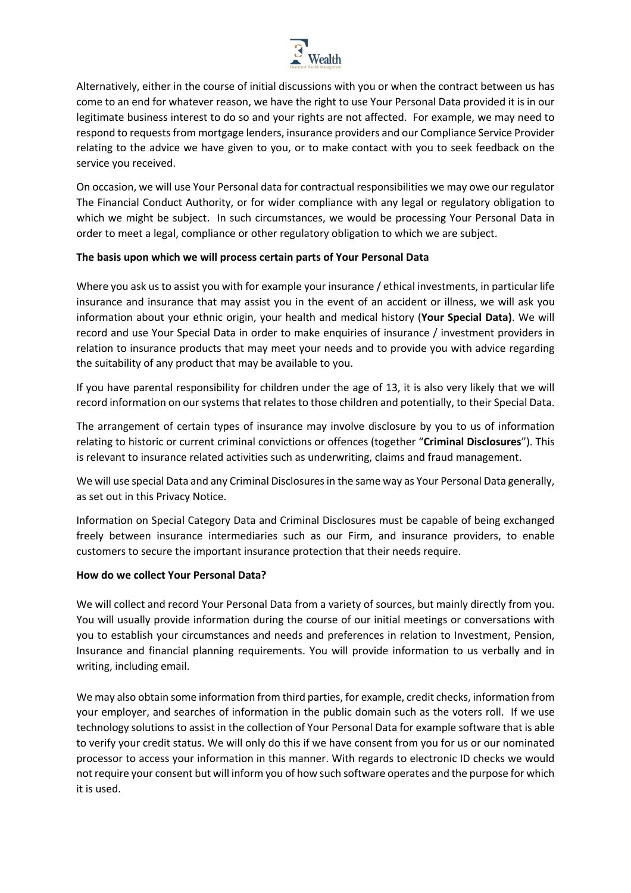Alternatively, either in the course of initial discussions with you or when the contract between us has come to an end for whatever reason, we have the right to use Your Personal Data provided it is in our legitimate business interest to do so and your rights are not affected. For example, we may need to respond to requests from mortgage lenders, insurance providers and our Compliance Service Provider relating to the advice we have given to you, or to make contact with you to seek feedback on the service you received.

On occasion, we will use Your Personal data for contractual responsibilities we may owe our regulator The Financial Conduct Authority, or for wider compliance with any legal or regulatory obligation to which we might be subject. In such circumstances, we would be processing Your Personal Data in order to meet a legal, compliance or other regulatory obligation to which we are subject.

**The basis upon which we will process certain parts of Your Personal Data**

Where you ask us to assist you with for example your insurance / ethical investments, in particular life insurance and insurance that may assist you in the event of an accident or illness, we will ask you information about your ethnic origin, your health and medical history (**Your Special Data)**. We will record and use Your Special Data in order to make enquiries of insurance / investment providers in relation to insurance products that may meet your needs and to provide you with advice regarding the suitability of any product that may be available to you.

If you have parental responsibility for children under the age of 13, it is also very likely that we will record information on our systems that relates to those children and potentially, to their Special Data.

The arrangement of certain types of insurance may involve disclosure by you to us of information relating to historic or current criminal convictions or offences (together "**Criminal Disclosures**"). This is relevant to insurance related activities such as underwriting, claims and fraud management.

We will use special Data and any Criminal Disclosures in the same way as Your Personal Data generally, as set out in this Privacy Notice.

Information on Special Category Data and Criminal Disclosures must be capable of being exchanged freely between insurance intermediaries such as our Firm, and insurance providers, to enable customers to secure the important insurance protection that their needs require.

**How do we collect Your Personal Data?**

We will collect and record Your Personal Data from a variety of sources, but mainly directly from you. You will usually provide information during the course of our initial meetings or conversations with you to establish your circumstances and needs and preferences in relation to Investment, Pension, Insurance and financial planning requirements. You will provide information to us verbally and in writing, including email.

We may also obtain some information from third parties, for example, credit checks, information from your employer, and searches of information in the public domain such as the voters roll. If we use technology solutions to assist in the collection of Your Personal Data for example software that is able to verify your credit status. We will only do this if we have consent from you for us or our nominated processor to access your information in this manner. With regards to electronic ID checks we would not require your consent but will inform you of how such software operates and the purpose for which it is used.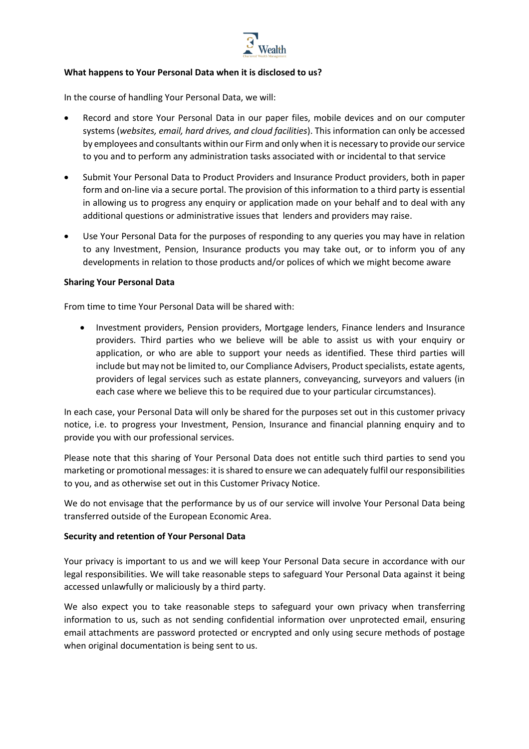**What happens to Your Personal Data when it is disclosed to us?**

In the course of handling Your Personal Data, we will:

- Record and store Your Personal Data in our paper files, mobile devices and on our computer systems (*websites, email, hard drives, and cloud facilities*). This information can only be accessed by employees and consultants within our Firm and only when it is necessary to provide our service to you and to perform any administration tasks associated with or incidental to that service
- Submit Your Personal Data to Product Providers and Insurance Product providers, both in paper form and on-line via a secure portal. The provision of this information to a third party is essential in allowing us to progress any enquiry or application made on your behalf and to deal with any additional questions or administrative issues that lenders and providers may raise.
- Use Your Personal Data for the purposes of responding to any queries you may have in relation to any Investment, Pension, Insurance products you may take out, or to inform you of any developments in relation to those products and/or polices of which we might become aware

**Sharing Your Personal Data**

From time to time Your Personal Data will be shared with:

- Investment providers, Pension providers, Mortgage lenders, Finance lenders and Insurance providers. Third parties who we believe will be able to assist us with your enquiry or application, or who are able to support your needs as identified. These third parties will include but may not be limited to, our Compliance Advisers, Product specialists, estate agents, providers of legal services such as estate planners, conveyancing, surveyors and valuers (in each case where we believe this to be required due to your particular circumstances).

In each case, your Personal Data will only be shared for the purposes set out in this customer privacy notice, i.e. to progress your Investment, Pension, Insurance and financial planning enquiry and to provide you with our professional services.

Please note that this sharing of Your Personal Data does not entitle such third parties to send you marketing or promotional messages: it is shared to ensure we can adequately fulfil our responsibilities to you, and as otherwise set out in this Customer Privacy Notice.

We do not envisage that the performance by us of our service will involve Your Personal Data being transferred outside of the European Economic Area.

**Security and retention of Your Personal Data**

Your privacy is important to us and we will keep Your Personal Data secure in accordance with our legal responsibilities. We will take reasonable steps to safeguard Your Personal Data against it being accessed unlawfully or maliciously by a third party.

We also expect you to take reasonable steps to safeguard your own privacy when transferring information to us, such as not sending confidential information over unprotected email, ensuring email attachments are password protected or encrypted and only using secure methods of postage when original documentation is being sent to us.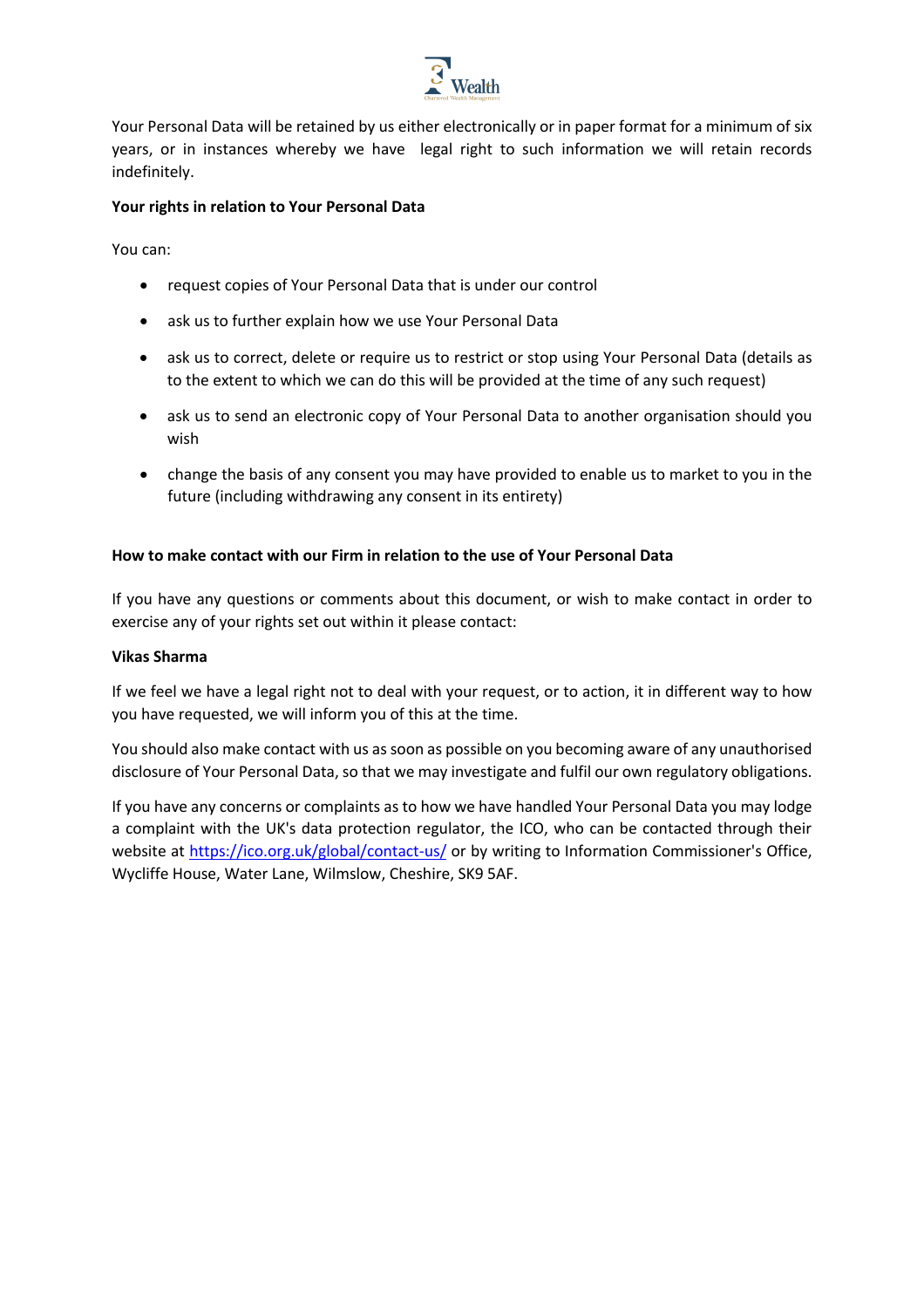Your Personal Data will be retained by us either electronically or in paper format for a minimum of six years, or in instances whereby we have legal right to such information we will retain records indefinitely.

**Your rights in relation to Your Personal Data**

You can:

- request copies of Your Personal Data that is under our control
- ask us to further explain how we use Your Personal Data
- ask us to correct, delete or require us to restrict or stop using Your Personal Data (details as to the extent to which we can do this will be provided at the time of any such request)
- ask us to send an electronic copy of Your Personal Data to another organisation should you wish
- change the basis of any consent you may have provided to enable us to market to you in the future (including withdrawing any consent in its entirety)

**How to make contact with our Firm in relation to the use of Your Personal Data**

If you have any questions or comments about this document, or wish to make contact in order to exercise any of your rights set out within it please contact:

**Vikas Sharma**

If we feel we have a legal right not to deal with your request, or to action, it in different way to how you have requested, we will inform you of this at the time.

You should also make contact with us as soon as possible on you becoming aware of any unauthorised disclosure of Your Personal Data, so that we may investigate and fulfil our own regulatory obligations.

If you have any concerns or complaints as to how we have handled Your Personal Data you may lodge a complaint with the UK's data protection regulator, the ICO, who can be contacted through their website at [https://ico.org.uk/global/contact-us/](https://ico.org.uk/global/contact-us/) or by writing to Information Commissioner's Office, Wycliffe House, Water Lane, Wilmslow, Cheshire, SK9 5AF.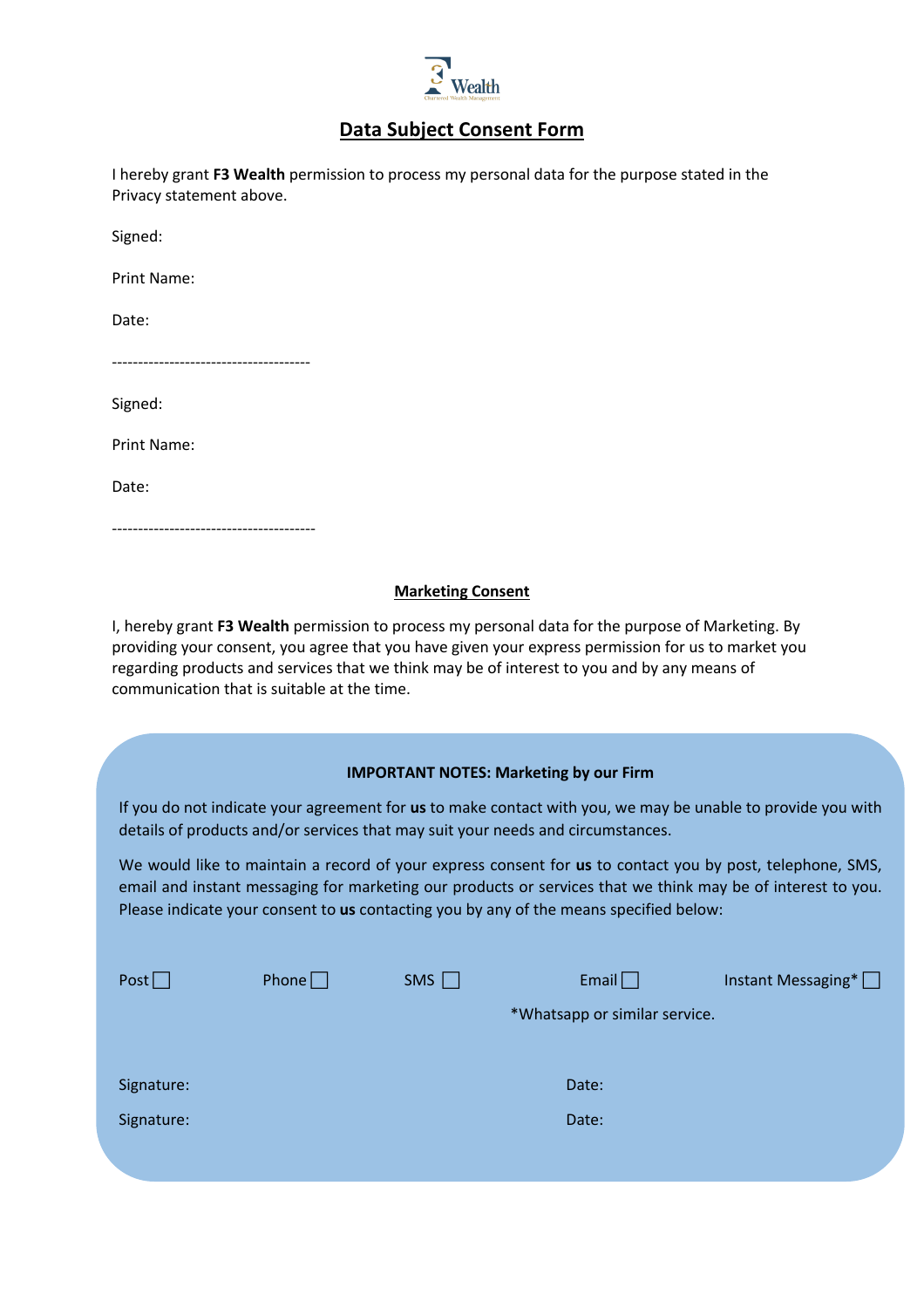## Data Subject Consent Form

I hereby grant **F3 Wealth** permission to process my personal data for the purpose stated in the Privacy statement above.

Signed:

Print Name:

Date:

--------------------------------------

Signed:

Print Name:

Date:

---------------------------------------

### Marketing Consent

I, hereby grant **F3 Wealth** permission to process my personal data for the purpose of Marketing. By providing your consent, you agree that you have given your express permission for us to market you regarding products and services that we think may be of interest to you and by any means of communication that is suitable at the time.

**IMPORTANT NOTES: Marketing by our Firm**

If you do not indicate your agreement for **us** to make contact with you, we may be unable to provide you with details of products and/or services that may suit your needs and circumstances.

We would like to maintain a record of your express consent for **us** to contact you by post, telephone, SMS, email and instant messaging for marketing our products or services that we think may be of interest to you. Please indicate your consent to **us** contacting you by any of the means specified below:

Post ☐ Phone ☐ SMS ☐ Email ☐ Instant Messaging* ☐

*Whatsapp or similar service.

Signature: Date:

Signature: Date: